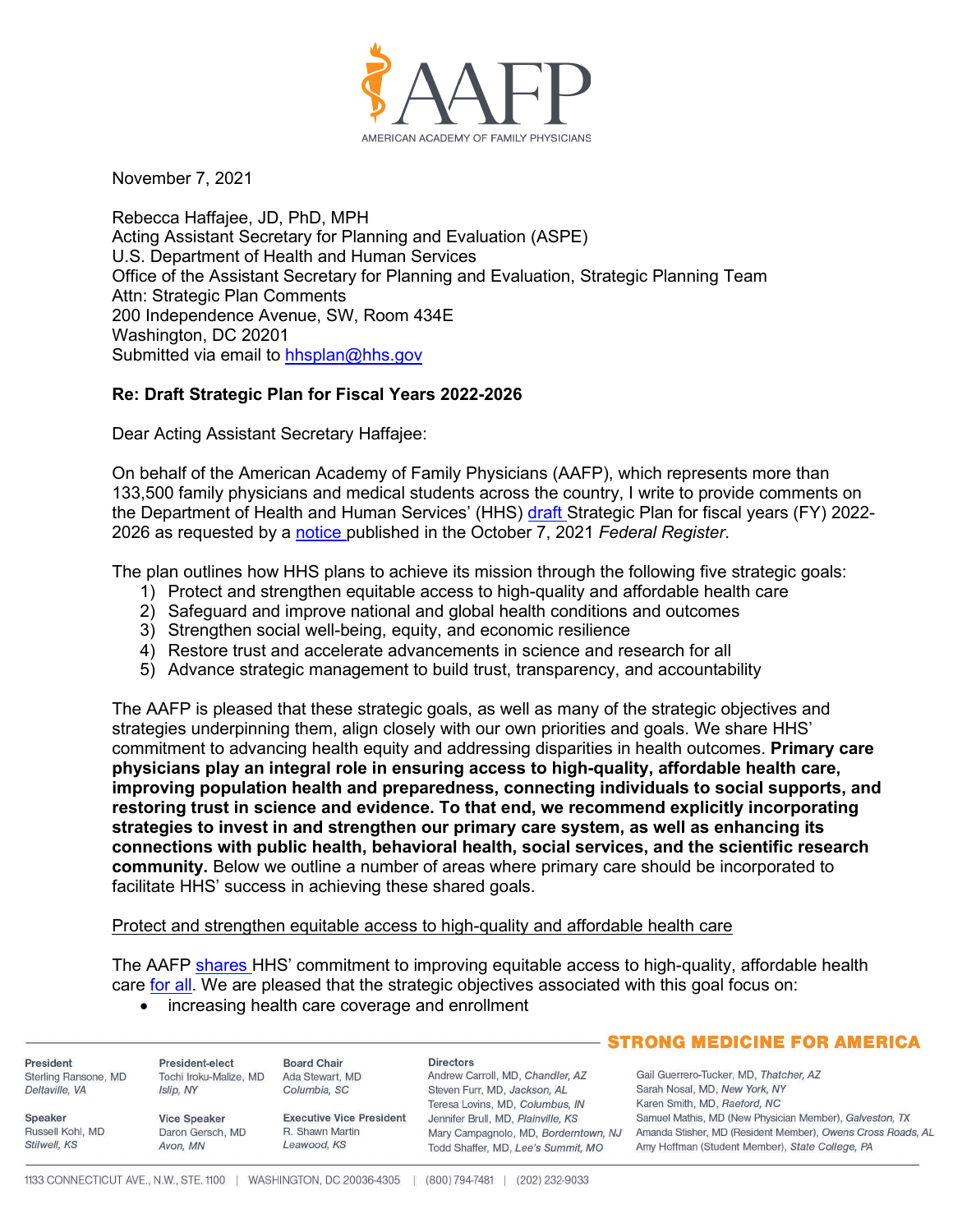November 7, 2021

Rebecca Haffajee, JD, PhD, MPH
Acting Assistant Secretary for Planning and Evaluation (ASPE)
U.S. Department of Health and Human Services
Office of the Assistant Secretary for Planning and Evaluation, Strategic Planning Team
Attn: Strategic Plan Comments
200 Independence Avenue, SW, Room 434E
Washington, DC 20201
Submitted via email to hhsplan@hhs.gov

**Re: Draft Strategic Plan for Fiscal Years 2022-2026**

Dear Acting Assistant Secretary Haffajee:

On behalf of the American Academy of Family Physicians (AAFP), which represents more than 133,500 family physicians and medical students across the country, I write to provide comments on the Department of Health and Human Services' (HHS) draft Strategic Plan for fiscal years (FY) 2022-2026 as requested by a notice published in the October 7, 2021 *Federal Register*.

The plan outlines how HHS plans to achieve its mission through the following five strategic goals:

1) Protect and strengthen equitable access to high-quality and affordable health care
2) Safeguard and improve national and global health conditions and outcomes
3) Strengthen social well-being, equity, and economic resilience
4) Restore trust and accelerate advancements in science and research for all
5) Advance strategic management to build trust, transparency, and accountability

The AAFP is pleased that these strategic goals, as well as many of the strategic objectives and strategies underpinning them, align closely with our own priorities and goals. We share HHS' commitment to advancing health equity and addressing disparities in health outcomes. **Primary care physicians play an integral role in ensuring access to high-quality, affordable health care, improving population health and preparedness, connecting individuals to social supports, and restoring trust in science and evidence. To that end, we recommend explicitly incorporating strategies to invest in and strengthen our primary care system, as well as enhancing its connections with public health, behavioral health, social services, and the scientific research community.** Below we outline a number of areas where primary care should be incorporated to facilitate HHS' success in achieving these shared goals.

Protect and strengthen equitable access to high-quality and affordable health care

The AAFP shares HHS' commitment to improving equitable access to high-quality, affordable health care for all. We are pleased that the strategic objectives associated with this goal focus on:

- increasing health care coverage and enrollment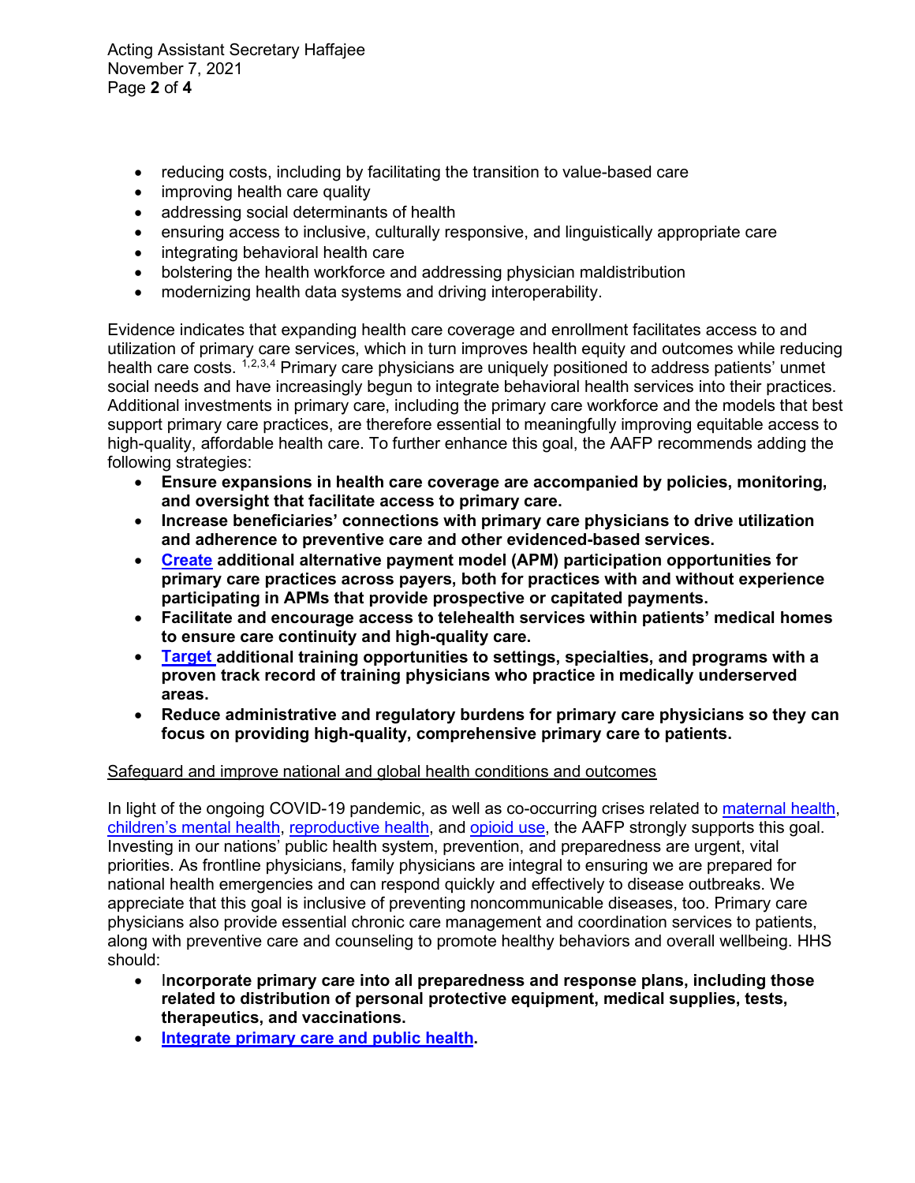- reducing costs, including by facilitating the transition to value-based care
- improving health care quality
- addressing social determinants of health
- ensuring access to inclusive, culturally responsive, and linguistically appropriate care
- integrating behavioral health care
- bolstering the health workforce and addressing physician maldistribution
- modernizing health data systems and driving interoperability.

Evidence indicates that expanding health care coverage and enrollment facilitates access to and utilization of primary care services, which in turn improves health equity and outcomes while reducing health care costs. [1,2,3,4] Primary care physicians are uniquely positioned to address patients' unmet social needs and have increasingly begun to integrate behavioral health services into their practices. Additional investments in primary care, including the primary care workforce and the models that best support primary care practices, are therefore essential to meaningfully improving equitable access to high-quality, affordable health care. To further enhance this goal, the AAFP recommends adding the following strategies:

- **Ensure expansions in health care coverage are accompanied by policies, monitoring, and oversight that facilitate access to primary care.**
- **Increase beneficiaries' connections with primary care physicians to drive utilization and adherence to preventive care and other evidenced-based services.**
- **Create additional alternative payment model (APM) participation opportunities for primary care practices across payers, both for practices with and without experience participating in APMs that provide prospective or capitated payments.**
- **Facilitate and encourage access to telehealth services within patients' medical homes to ensure care continuity and high-quality care.**
- **Target additional training opportunities to settings, specialties, and programs with a proven track record of training physicians who practice in medically underserved areas.**
- **Reduce administrative and regulatory burdens for primary care physicians so they can focus on providing high-quality, comprehensive primary care to patients.**

Safeguard and improve national and global health conditions and outcomes

In light of the ongoing COVID-19 pandemic, as well as co-occurring crises related to maternal health, children's mental health, reproductive health, and opioid use, the AAFP strongly supports this goal. Investing in our nations' public health system, prevention, and preparedness are urgent, vital priorities. As frontline physicians, family physicians are integral to ensuring we are prepared for national health emergencies and can respond quickly and effectively to disease outbreaks. We appreciate that this goal is inclusive of preventing noncommunicable diseases, too. Primary care physicians also provide essential chronic care management and coordination services to patients, along with preventive care and counseling to promote healthy behaviors and overall wellbeing. HHS should:

- **Incorporate primary care into all preparedness and response plans, including those related to distribution of personal protective equipment, medical supplies, tests, therapeutics, and vaccinations.**
- **Integrate primary care and public health.**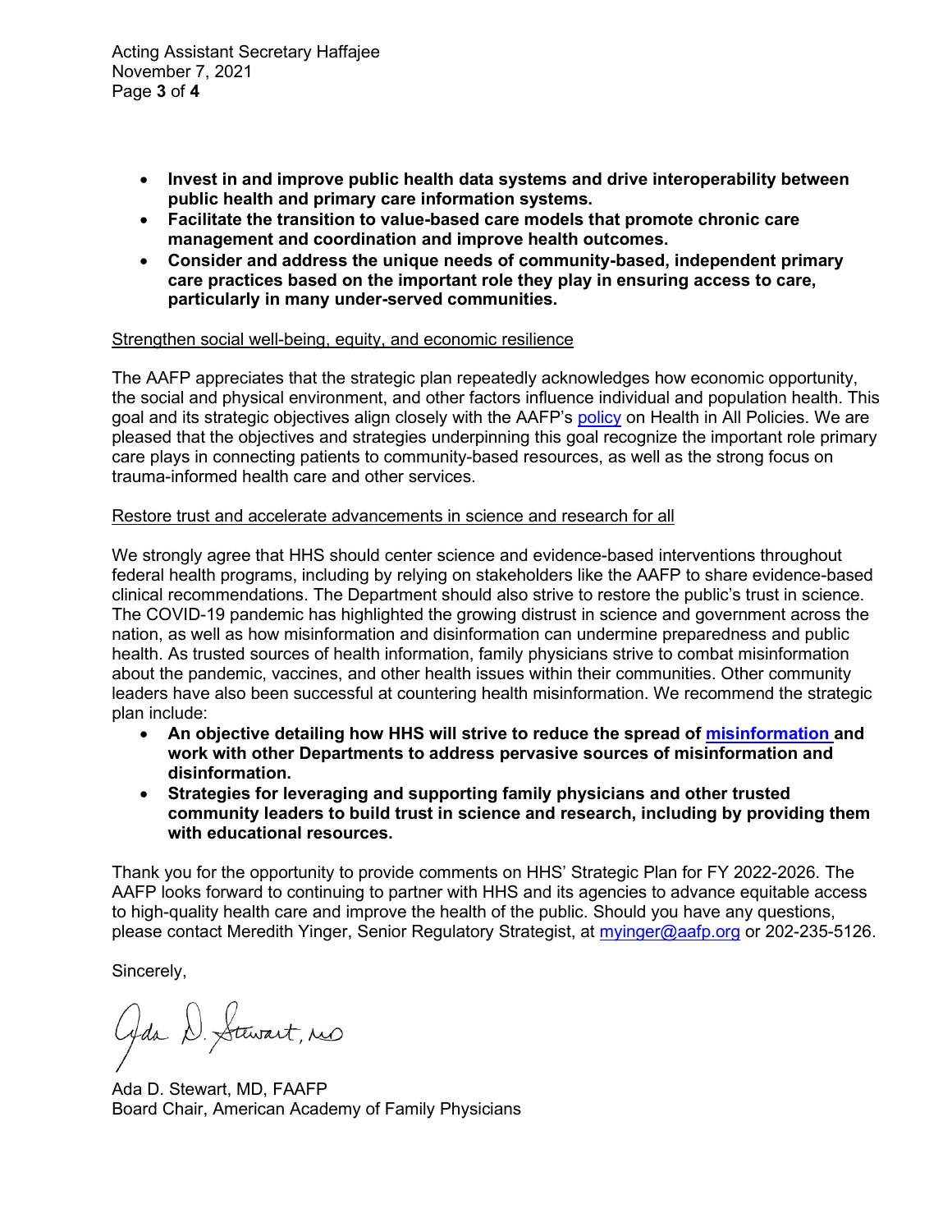- **Invest in and improve public health data systems and drive interoperability between public health and primary care information systems.**
- **Facilitate the transition to value-based care models that promote chronic care management and coordination and improve health outcomes.**
- **Consider and address the unique needs of community-based, independent primary care practices based on the important role they play in ensuring access to care, particularly in many under-served communities.**

<u>Strengthen social well-being, equity, and economic resilience</u>

The AAFP appreciates that the strategic plan repeatedly acknowledges how economic opportunity, the social and physical environment, and other factors influence individual and population health. This goal and its strategic objectives align closely with the AAFP's policy on Health in All Policies. We are pleased that the objectives and strategies underpinning this goal recognize the important role primary care plays in connecting patients to community-based resources, as well as the strong focus on trauma-informed health care and other services.

<u>Restore trust and accelerate advancements in science and research for all</u>

We strongly agree that HHS should center science and evidence-based interventions throughout federal health programs, including by relying on stakeholders like the AAFP to share evidence-based clinical recommendations. The Department should also strive to restore the public's trust in science. The COVID-19 pandemic has highlighted the growing distrust in science and government across the nation, as well as how misinformation and disinformation can undermine preparedness and public health. As trusted sources of health information, family physicians strive to combat misinformation about the pandemic, vaccines, and other health issues within their communities. Other community leaders have also been successful at countering health misinformation. We recommend the strategic plan include:

- **An objective detailing how HHS will strive to reduce the spread of misinformation and work with other Departments to address pervasive sources of misinformation and disinformation.**
- **Strategies for leveraging and supporting family physicians and other trusted community leaders to build trust in science and research, including by providing them with educational resources.**

Thank you for the opportunity to provide comments on HHS' Strategic Plan for FY 2022-2026. The AAFP looks forward to continuing to partner with HHS and its agencies to advance equitable access to high-quality health care and improve the health of the public. Should you have any questions, please contact Meredith Yinger, Senior Regulatory Strategist, at myinger@aafp.org or 202-235-5126.

Sincerely,

Ada D. Stewart, MD

Ada D. Stewart, MD, FAAFP
Board Chair, American Academy of Family Physicians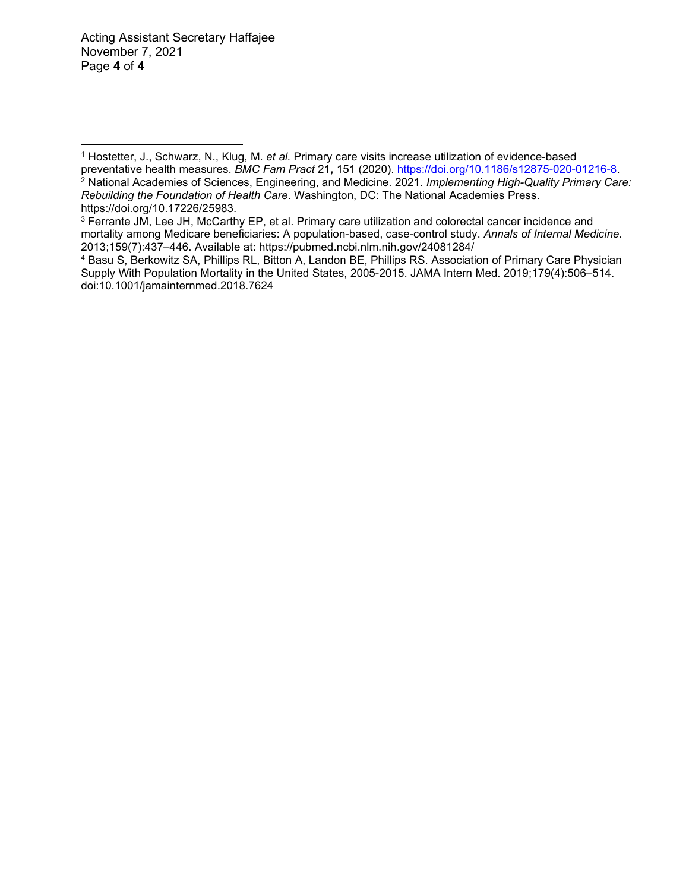[1] Hostetter, J., Schwarz, N., Klug, M. *et al.* Primary care visits increase utilization of evidence-based preventative health measures. *BMC Fam Pract* 21**,** 151 (2020). https://doi.org/10.1186/s12875-020-01216-8.

[2] National Academies of Sciences, Engineering, and Medicine. 2021. *Implementing High-Quality Primary Care: Rebuilding the Foundation of Health Care*. Washington, DC: The National Academies Press. https://doi.org/10.17226/25983.

[3] Ferrante JM, Lee JH, McCarthy EP, et al. Primary care utilization and colorectal cancer incidence and mortality among Medicare beneficiaries: A population-based, case-control study. *Annals of Internal Medicine.* 2013;159(7):437–446. Available at: https://pubmed.ncbi.nlm.nih.gov/24081284/

[4] Basu S, Berkowitz SA, Phillips RL, Bitton A, Landon BE, Phillips RS. Association of Primary Care Physician Supply With Population Mortality in the United States, 2005-2015. JAMA Intern Med. 2019;179(4):506–514. doi:10.1001/jamainternmed.2018.7624